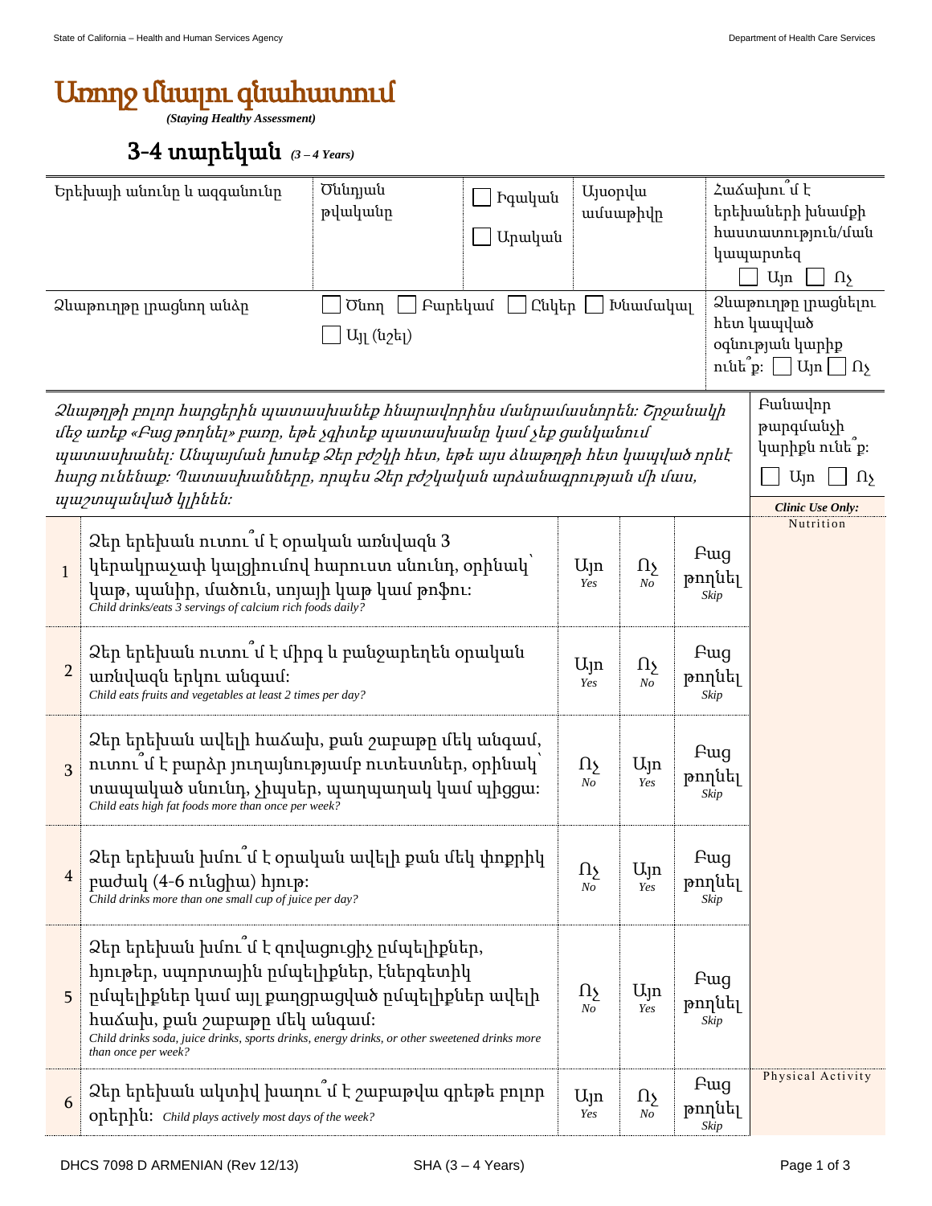# Առողջ մնալու գնահատում

*(Staying Healthy Assessment)*

## 3-4 տարեկան *(3 – 4 Years)*

| Երեխայի անունը և ազգանունը | Ծննդյան թվականը | ☐ Իգական ☐ Արական | Այսօրվա ամսաթիվը | Հաճախու՞մ է երեխաների խնամքի հաստատություն/ման կապարտեզ ☐ Այո ☐ Ոչ |
|---|---|---|---|---|
| Ձևաթուղթը լրացնող անձը | ☐ Ծնող ☐ Բարեկամ ☐ Ընկեր ☐ Խնամակալ ☐ Այլ (նշել) | | | Ձևաթուղթը լրացնելու հետ կապված օգնության կարիք ունե՞ք: ☐ Այո ☐ Ոչ |

*Ձևաթղթի բոլոր հարցերին պատասխանեք հնարավորինս մանրամասնորեն: Շրջանակի մեջ առեք «Բաց թողնել» բառը, եթե չգիտեք պատասխանը կամ չեք ցանկանում պատասխանել: Անպայման խոսեք Ձեր բժշկի հետ, եթե այս ձևաթղթի հետ կապված որևէ հարց ունենաք: Պատասխանները, որպես Ձեր բժշկական արձանագրության մի մաս, պաշտպանված կլինեն:*

Բանավոր թարգմանչի կարիքն ունե՞ք: ☐ Այո ☐ Ոչ

| # | Հարց | | | | Clinic Use Only: |
|---|---|---|---|---|---|
| 1 | Ձեր երեխան ուտու՞մ է օրական առնվազն 3 կերակրաչափ կալցիումով հարուստ սնունդ, օրինակ՝ կաթ, պանիր, մածուն, սոյայի կաթ կամ թոֆու:<br>*Child drinks/eats 3 servings of calcium rich foods daily?* | Այո *Yes* | Ոչ *No* | Բաց թողնել *Skip* | Nutrition |
| 2 | Ձեր երեխան ուտու՞մ է միրգ և բանջարեղեն օրական առնվազն երկու անգամ:<br>*Child eats fruits and vegetables at least 2 times per day?* | Այո *Yes* | Ոչ *No* | Բաց թողնել *Skip* | |
| 3 | Ձեր երեխան ավելի հաճախ, քան շաբաթը մեկ անգամ, ուտու՞մ է բարձր յուղայնությամբ ուտեստներ, օրինակ՝ տապակած սնունդ, չիպսեր, պաղպաղակ կամ պիցցա:<br>*Child eats high fat foods more than once per week?* | Ոչ *No* | Այո *Yes* | Բաց թողնել *Skip* | |
| 4 | Ձեր երեխան խմու՞մ է օրական ավելի քան մեկ փոքրիկ բաժակ (4-6 ունցիա) հյութ:<br>*Child drinks more than one small cup of juice per day?* | Ոչ *No* | Այո *Yes* | Բաց թողնել *Skip* | |
| 5 | Ձեր երեխան խմու՞մ է զովացուցիչ ըմպելիքներ, հյութեր, սպորտային ըմպելիքներ, էներգետիկ ըմպելիքներ կամ այլ քաղցրացված ըմպելիքներ ավելի հաճախ, քան շաբաթը մեկ անգամ:<br>*Child drinks soda, juice drinks, sports drinks, energy drinks, or other sweetened drinks more than once per week?* | Ոչ *No* | Այո *Yes* | Բաց թողնել *Skip* | |
| 6 | Ձեր երեխան ակտիվ խաղու՞մ է շաբաթվա գրեթե բոլոր օրերին: *Child plays actively most days of the week?* | Այո *Yes* | Ոչ *No* | Բաց թողնել *Skip* | Physical Activity |

DHCS 7098 D ARMENIAN (Rev 12/13) SHA (3 – 4 Years)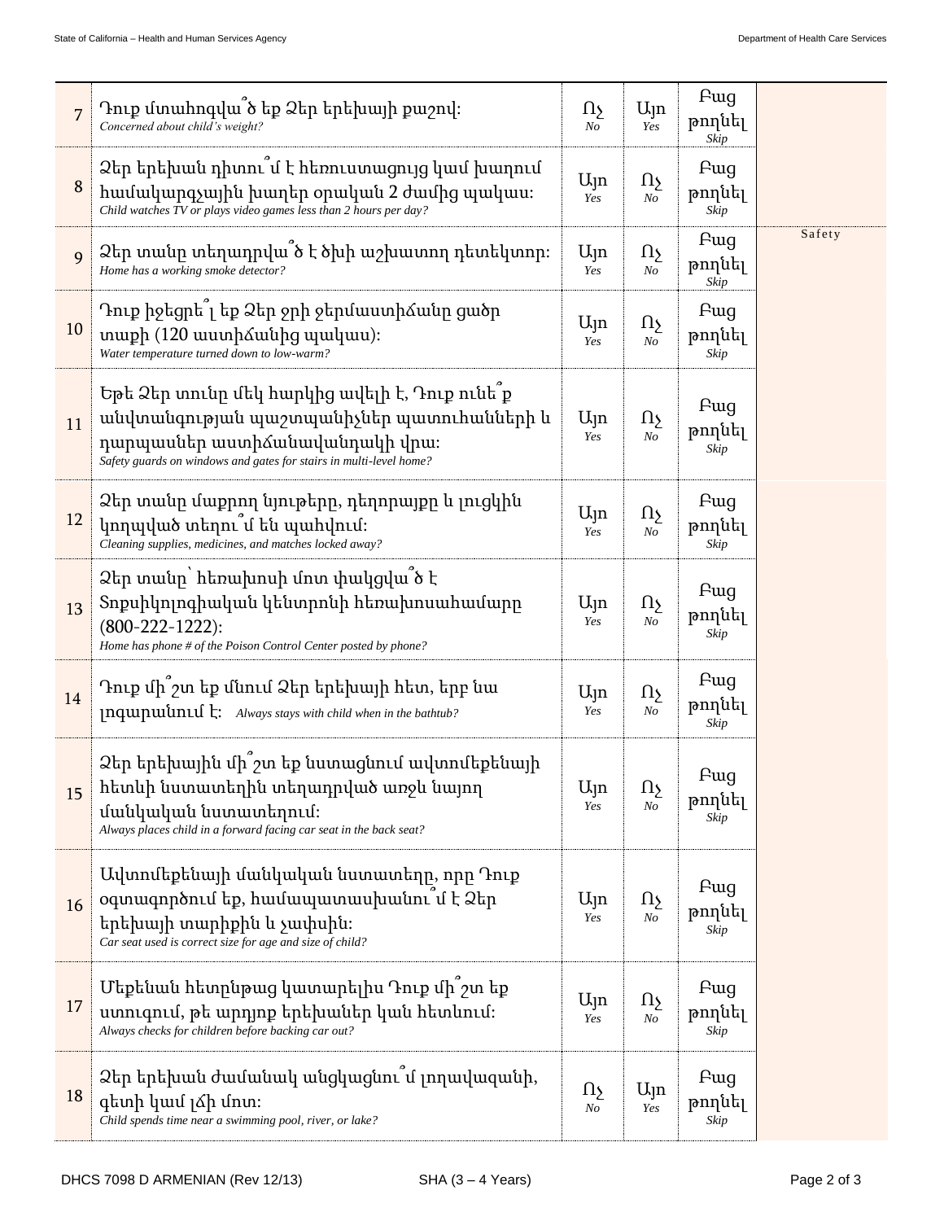| # | Question | | | | |
|---|---|---|---|---|---|
| 7 | Դուք մտահոգվա՞ծ եք Ձեր երեխայի քաշով։ *Concerned about child's weight?* | Ոչ *No* | Այո *Yes* | Բաց թողնել *Skip* | |
| 8 | Ձեր երեխան դիտու՞մ է հեռուստացույց կամ խաղում համակարգչային խաղեր օրական 2 ժամից պակաս։ *Child watches TV or plays video games less than 2 hours per day?* | Այո *Yes* | Ոչ *No* | Բաց թողնել *Skip* | |
| 9 | Ձեր տանը տեղադրվա՞ծ է ծխի աշխատող դետեկտոր։ *Home has a working smoke detector?* | Այո *Yes* | Ոչ *No* | Բաց թողնել *Skip* | Safety |
| 10 | Դուք իջեցրե՞լ եք Ձեր ջրի ջերմաստիճանը ցածր տաքի (120 աստիճանից պակաս)։ *Water temperature turned down to low-warm?* | Այո *Yes* | Ոչ *No* | Բաց թողնել *Skip* | |
| 11 | Եթե Ձեր տունը մեկ հարկից ավելի է, Դուք ունե՞ք անվտանգության պաշտպանիչներ պատուհանների և դարպասներ աստիճանավանդակի վրա։ *Safety guards on windows and gates for stairs in multi-level home?* | Այո *Yes* | Ոչ *No* | Բաց թողնել *Skip* | |
| 12 | Ձեր տանը մաքրող նյութերը, դեղորայքը և լուցկին կողպված տեղու՞մ են պահվում։ *Cleaning supplies, medicines, and matches locked away?* | Այո *Yes* | Ոչ *No* | Բաց թողնել *Skip* | |
| 13 | Ձեր տանը՝ հեռախոսի մոտ փակցվա՞ծ է Տոքսիկոլոգիական կենտրոնի հեռախոսահամարը (800-222-1222)։ *Home has phone # of the Poison Control Center posted by phone?* | Այո *Yes* | Ոչ *No* | Բաց թողնել *Skip* | |
| 14 | Դուք մի՞շտ եք մնում Ձեր երեխայի հետ, երբ նա լոգարանում է։ *Always stays with child when in the bathtub?* | Այո *Yes* | Ոչ *No* | Բաց թողնել *Skip* | |
| 15 | Ձեր երեխային մի՞շտ եք նստացնում ավտոմեքենայի հետնի նստատեղին տեղադրված առջև նայող մանկական նստատեղում։ *Always places child in a forward facing car seat in the back seat?* | Այո *Yes* | Ոչ *No* | Բաց թողնել *Skip* | |
| 16 | Ավտոմեքենայի մանկական նստատեղը, որը Դուք օգտագործում եք, համապատասխանու՞մ է Ձեր երեխայի տարիքին և չափսին։ *Car seat used is correct size for age and size of child?* | Այո *Yes* | Ոչ *No* | Բաց թողնել *Skip* | |
| 17 | Մեքենան հետընթաց կատարելիս Դուք մի՞շտ եք ստուգում, թե արդյոք երեխաներ կան հետևում։ *Always checks for children before backing car out?* | Այո *Yes* | Ոչ *No* | Բաց թողնել *Skip* | |
| 18 | Ձեր երեխան ժամանակ անցկացնու՞մ լողավազանի, գետի կամ լճի մոտ։ *Child spends time near a swimming pool, river, or lake?* | Ոչ *No* | Այո *Yes* | Բաց թողնել *Skip* | |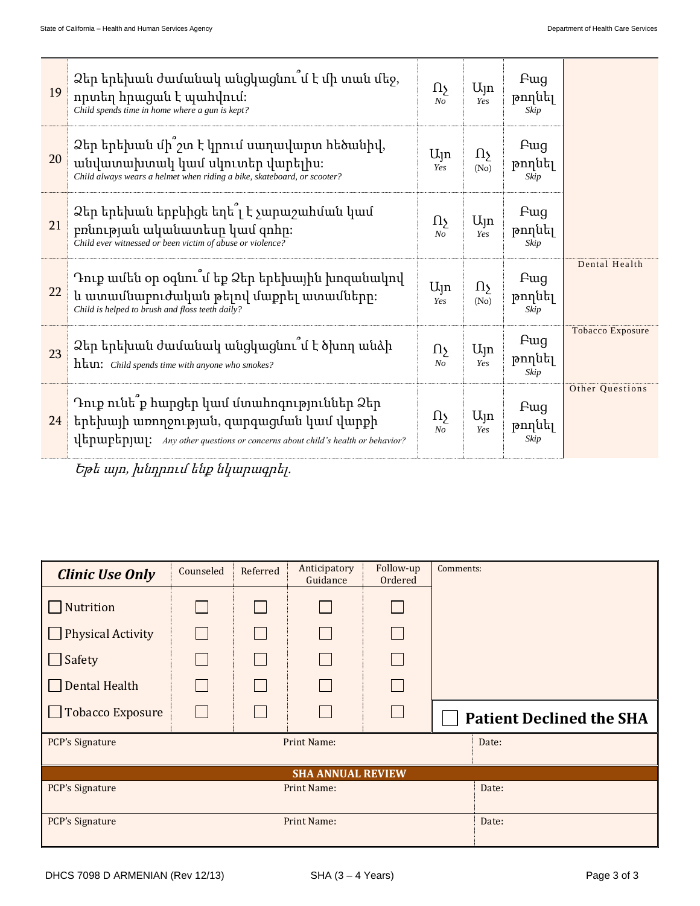| | | | | | |
|---|---|---|---|---|---|
| 19 | Ձեր երեխան ժամանակ անցկացնու՞մ է մի տան մեջ, որտեղ հրացան է պահվում: *Child spends time in home where a gun is kept?* | Ոչ *No* | Այո *Yes* | Բաց թողնել *Skip* | |
| 20 | Ձեր երեխան մի՞շտ է կրում սաղավարտ հեծանիվ, անվատախտակ կամ սկուտեր վարելիս: *Child always wears a helmet when riding a bike, skateboard, or scooter?* | Այո *Yes* | Ոչ (No) | Բաց թողնել *Skip* | |
| 21 | Ձեր երեխան երբևիցե եղե՞լ է չարաշահման կամ բռնության ականատեսը կամ զոհը: *Child ever witnessed or been victim of abuse or violence?* | Ոչ *No* | Այո *Yes* | Բաց թողնել *Skip* | |
| 22 | Դուք ամեն օր օգնու՞մ եք Ձեր երեխային խոզանակով և ատամնաբուժական թելով մաքրել ատամները: *Child is helped to brush and floss teeth daily?* | Այո *Yes* | Ոչ (No) | Բաց թողնել *Skip* | Dental Health |
| 23 | Ձեր երեխան ժամանակ անցկացնու՞մ է ծխող անձի հետ: *Child spends time with anyone who smokes?* | Ոչ *No* | Այո *Yes* | Բաց թողնել *Skip* | Tobacco Exposure |
| 24 | Դուք ունե՞ք հարցեր կամ մտահոգություններ Ձեր երեխայի առողջության, զարգացման կամ վարքի վերաբերյալ: *Any other questions or concerns about child's health or behavior?* | Ոչ *No* | Այո *Yes* | Բաց թողնել *Skip* | Other Questions |

*Եթե այո, խնդրում ենք նկարագրել.*

| ***Clinic Use Only*** | Counseled | Referred | Anticipatory Guidance | Follow-up Ordered | Comments: |
|---|---|---|---|---|---|
| ☐ Nutrition | ☐ | ☐ | ☐ | ☐ | |
| ☐ Physical Activity | ☐ | ☐ | ☐ | ☐ | |
| ☐ Safety | ☐ | ☐ | ☐ | ☐ | |
| ☐ Dental Health | ☐ | ☐ | ☐ | ☐ | |
| ☐ Tobacco Exposure | ☐ | ☐ | ☐ | ☐ | ☐ **Patient Declined the SHA** |

| | | |
|---|---|---|
| PCP's Signature | Print Name: | Date: |
| **SHA ANNUAL REVIEW** | | |
| PCP's Signature | Print Name: | Date: |
| PCP's Signature | Print Name: | Date: |

DHCS 7098 D ARMENIAN (Rev 12/13) SHA (3 – 4 Years)